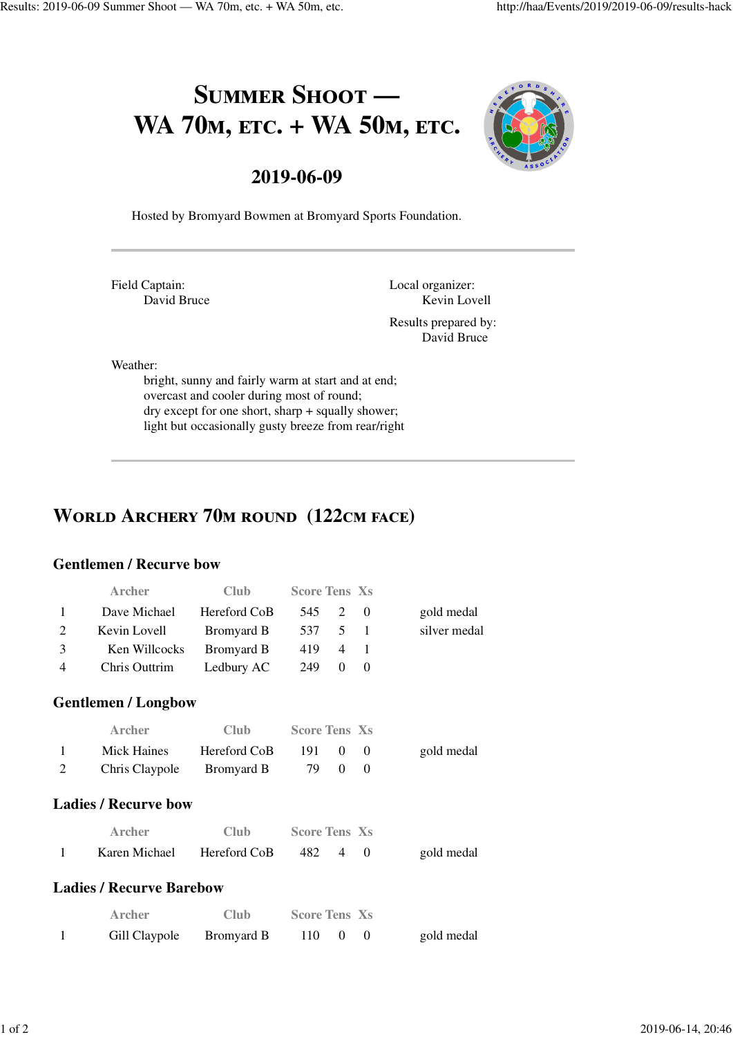# Summer Shoot — WA 70m, etc. + WA 50m, etc.

## 2019-06-09

Hosted by Bromyard Bowmen at Bromyard Sports Foundation.

---

Field Captain:
  David Bruce

Local organizer:
  Kevin Lovell

Results prepared by:
  David Bruce

Weather:
  bright, sunny and fairly warm at start and at end;
  overcast and cooler during most of round;
  dry except for one short, sharp + squally shower;
  light but occasionally gusty breeze from rear/right

---

## World Archery 70m round (122cm face)

### Gentlemen / Recurve bow

| | Archer | Club | Score | Tens | Xs | |
|---|---|---|---|---|---|---|
| 1 | Dave Michael | Hereford CoB | 545 | 2 | 0 | gold medal |
| 2 | Kevin Lovell | Bromyard B | 537 | 5 | 1 | silver medal |
| 3 | Ken Willcocks | Bromyard B | 419 | 4 | 1 | |
| 4 | Chris Outtrim | Ledbury AC | 249 | 0 | 0 | |

### Gentlemen / Longbow

| | Archer | Club | Score | Tens | Xs | |
|---|---|---|---|---|---|---|
| 1 | Mick Haines | Hereford CoB | 191 | 0 | 0 | gold medal |
| 2 | Chris Claypole | Bromyard B | 79 | 0 | 0 | |

### Ladies / Recurve bow

| | Archer | Club | Score | Tens | Xs | |
|---|---|---|---|---|---|---|
| 1 | Karen Michael | Hereford CoB | 482 | 4 | 0 | gold medal |

### Ladies / Recurve Barebow

| | Archer | Club | Score | Tens | Xs | |
|---|---|---|---|---|---|---|
| 1 | Gill Claypole | Bromyard B | 110 | 0 | 0 | gold medal |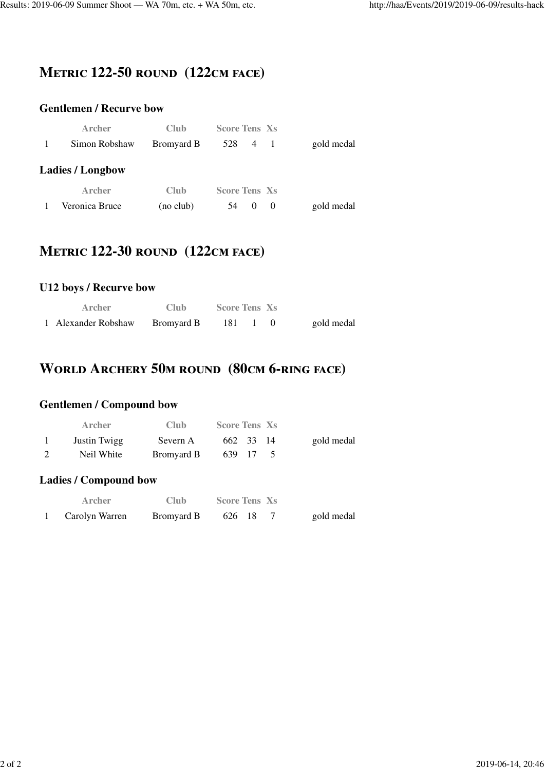## METRIC 122-50 ROUND (122CM FACE)

### Gentlemen / Recurve bow

| | Archer | Club | Score | Tens | Xs | |
|---|---|---|---|---|---|---|
| 1 | Simon Robshaw | Bromyard B | 528 | 4 | 1 | gold medal |

### Ladies / Longbow

| | Archer | Club | Score | Tens | Xs | |
|---|---|---|---|---|---|---|
| 1 | Veronica Bruce | (no club) | 54 | 0 | 0 | gold medal |

## METRIC 122-30 ROUND (122CM FACE)

### U12 boys / Recurve bow

| | Archer | Club | Score | Tens | Xs | |
|---|---|---|---|---|---|---|
| 1 | Alexander Robshaw | Bromyard B | 181 | 1 | 0 | gold medal |

## WORLD ARCHERY 50M ROUND (80CM 6-RING FACE)

### Gentlemen / Compound bow

| | Archer | Club | Score | Tens | Xs | |
|---|---|---|---|---|---|---|
| 1 | Justin Twigg | Severn A | 662 | 33 | 14 | gold medal |
| 2 | Neil White | Bromyard B | 639 | 17 | 5 | |

### Ladies / Compound bow

| | Archer | Club | Score | Tens | Xs | |
|---|---|---|---|---|---|---|
| 1 | Carolyn Warren | Bromyard B | 626 | 18 | 7 | gold medal |